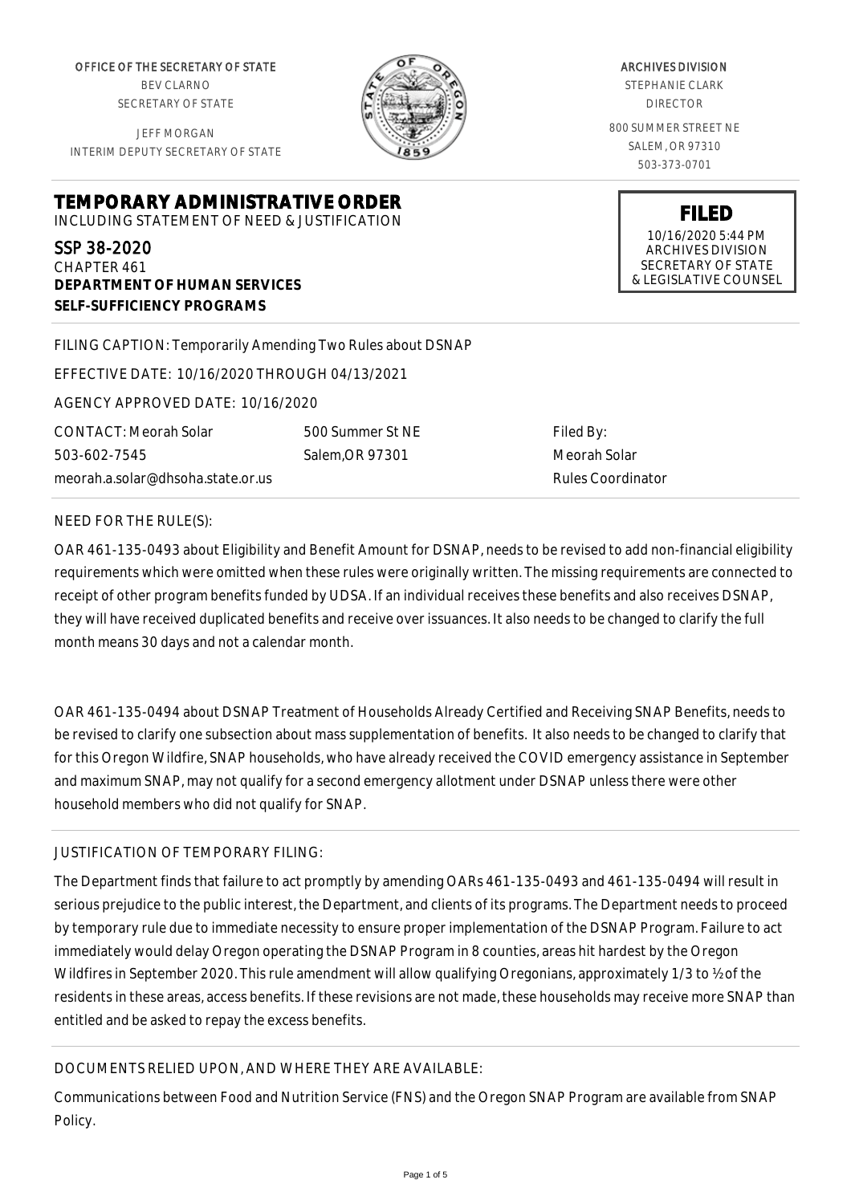OFFICE OF THE SECRETARY OF STATE
BEV CLARNO
SECRETARY OF STATE

JEFF MORGAN
INTERIM DEPUTY SECRETARY OF STATE

ARCHIVES DIVISION
STEPHANIE CLARK
DIRECTOR

800 SUMMER STREET NE
SALEM, OR 97310
503-373-0701

**FILED**
10/16/2020 5:44 PM
ARCHIVES DIVISION
SECRETARY OF STATE
& LEGISLATIVE COUNSEL

# TEMPORARY ADMINISTRATIVE ORDER

INCLUDING STATEMENT OF NEED & JUSTIFICATION

SSP 38-2020
CHAPTER 461
**DEPARTMENT OF HUMAN SERVICES**
**SELF-SUFFICIENCY PROGRAMS**

FILING CAPTION: Temporarily Amending Two Rules about DSNAP

EFFECTIVE DATE: 10/16/2020 THROUGH 04/13/2021

AGENCY APPROVED DATE: 10/16/2020

| CONTACT: Meorah Solar | 500 Summer St NE | Filed By: |
|---|---|---|
| 503-602-7545 | Salem,OR 97301 | Meorah Solar |
| meorah.a.solar@dhsoha.state.or.us | | Rules Coordinator |

NEED FOR THE RULE(S):

OAR 461-135-0493 about Eligibility and Benefit Amount for DSNAP, needs to be revised to add non-financial eligibility requirements which were omitted when these rules were originally written. The missing requirements are connected to receipt of other program benefits funded by UDSA. If an individual receives these benefits and also receives DSNAP, they will have received duplicated benefits and receive over issuances. It also needs to be changed to clarify the full month means 30 days and not a calendar month.

OAR 461-135-0494 about DSNAP Treatment of Households Already Certified and Receiving SNAP Benefits, needs to be revised to clarify one subsection about mass supplementation of benefits. It also needs to be changed to clarify that for this Oregon Wildfire, SNAP households, who have already received the COVID emergency assistance in September and maximum SNAP, may not qualify for a second emergency allotment under DSNAP unless there were other household members who did not qualify for SNAP.

JUSTIFICATION OF TEMPORARY FILING:

The Department finds that failure to act promptly by amending OARs 461-135-0493 and 461-135-0494 will result in serious prejudice to the public interest, the Department, and clients of its programs. The Department needs to proceed by temporary rule due to immediate necessity to ensure proper implementation of the DSNAP Program. Failure to act immediately would delay Oregon operating the DSNAP Program in 8 counties, areas hit hardest by the Oregon Wildfires in September 2020. This rule amendment will allow qualifying Oregonians, approximately 1/3 to ½ of the residents in these areas, access benefits. If these revisions are not made, these households may receive more SNAP than entitled and be asked to repay the excess benefits.

DOCUMENTS RELIED UPON, AND WHERE THEY ARE AVAILABLE:

Communications between Food and Nutrition Service (FNS) and the Oregon SNAP Program are available from SNAP Policy.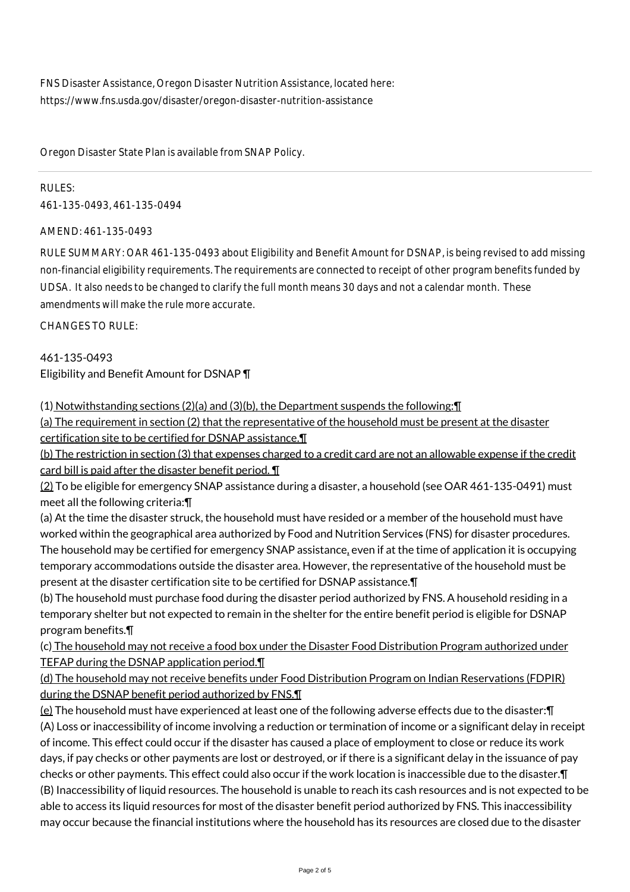FNS Disaster Assistance, Oregon Disaster Nutrition Assistance, located here:
https://www.fns.usda.gov/disaster/oregon-disaster-nutrition-assistance

Oregon Disaster State Plan is available from SNAP Policy.

---

RULES:
461-135-0493, 461-135-0494

AMEND: 461-135-0493

RULE SUMMARY: OAR 461-135-0493 about Eligibility and Benefit Amount for DSNAP, is being revised to add missing non-financial eligibility requirements. The requirements are connected to receipt of other program benefits funded by UDSA. It also needs to be changed to clarify the full month means 30 days and not a calendar month. These amendments will make the rule more accurate.

CHANGES TO RULE:

461-135-0493
Eligibility and Benefit Amount for DSNAP ¶

(1) Notwithstanding sections (2)(a) and (3)(b), the Department suspends the following:¶
(a) The requirement in section (2) that the representative of the household must be present at the disaster certification site to be certified for DSNAP assistance.¶
(b) The restriction in section (3) that expenses charged to a credit card are not an allowable expense if the credit card bill is paid after the disaster benefit period. ¶
(2) To be eligible for emergency SNAP assistance during a disaster, a household (see OAR 461-135-0491) must meet all the following criteria:¶
(a) At the time the disaster struck, the household must have resided or a member of the household must have worked within the geographical area authorized by Food and Nutrition Services (FNS) for disaster procedures. The household may be certified for emergency SNAP assistance, even if at the time of application it is occupying temporary accommodations outside the disaster area. However, the representative of the household must be present at the disaster certification site to be certified for DSNAP assistance.¶
(b) The household must purchase food during the disaster period authorized by FNS. A household residing in a temporary shelter but not expected to remain in the shelter for the entire benefit period is eligible for DSNAP program benefits.¶
(c) The household may not receive a food box under the Disaster Food Distribution Program authorized under TEFAP during the DSNAP application period.¶
(d) The household may not receive benefits under Food Distribution Program on Indian Reservations (FDPIR) during the DSNAP benefit period authorized by FNS.¶
(e) The household must have experienced at least one of the following adverse effects due to the disaster:¶
(A) Loss or inaccessibility of income involving a reduction or termination of income or a significant delay in receipt of income. This effect could occur if the disaster has caused a place of employment to close or reduce its work days, if pay checks or other payments are lost or destroyed, or if there is a significant delay in the issuance of pay checks or other payments. This effect could also occur if the work location is inaccessible due to the disaster.¶
(B) Inaccessibility of liquid resources. The household is unable to reach its cash resources and is not expected to be able to access its liquid resources for most of the disaster benefit period authorized by FNS. This inaccessibility may occur because the financial institutions where the household has its resources are closed due to the disaster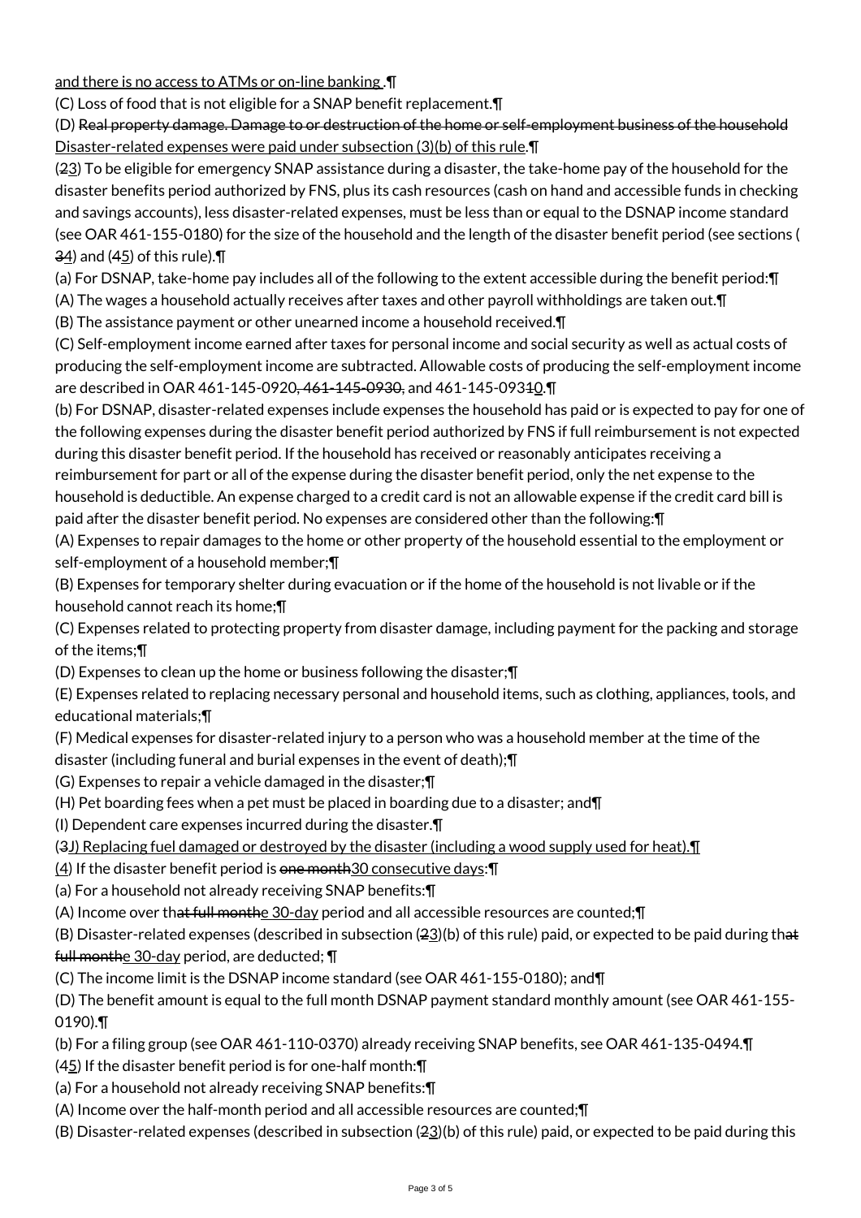and there is no access to ATMs or on-line banking .¶

(C) Loss of food that is not eligible for a SNAP benefit replacement.¶

(D) ~~Real property damage. Damage to or destruction of the home or self-employment business of the household~~ Disaster-related expenses were paid under subsection (3)(b) of this rule.¶

(~~2~~3) To be eligible for emergency SNAP assistance during a disaster, the take-home pay of the household for the disaster benefits period authorized by FNS, plus its cash resources (cash on hand and accessible funds in checking and savings accounts), less disaster-related expenses, must be less than or equal to the DSNAP income standard (see OAR 461-155-0180) for the size of the household and the length of the disaster benefit period (see sections (~~3~~4) and (~~4~~5) of this rule).¶

(a) For DSNAP, take-home pay includes all of the following to the extent accessible during the benefit period:¶

(A) The wages a household actually receives after taxes and other payroll withholdings are taken out.¶

(B) The assistance payment or other unearned income a household received.¶

(C) Self-employment income earned after taxes for personal income and social security as well as actual costs of producing the self-employment income are subtracted. Allowable costs of producing the self-employment income are described in OAR 461-145-0920~~, 461-145-0930,~~ and 461-145-093~~1~~0.¶

(b) For DSNAP, disaster-related expenses include expenses the household has paid or is expected to pay for one of the following expenses during the disaster benefit period authorized by FNS if full reimbursement is not expected during this disaster benefit period. If the household has received or reasonably anticipates receiving a reimbursement for part or all of the expense during the disaster benefit period, only the net expense to the household is deductible. An expense charged to a credit card is not an allowable expense if the credit card bill is paid after the disaster benefit period. No expenses are considered other than the following:¶

(A) Expenses to repair damages to the home or other property of the household essential to the employment or self-employment of a household member;¶

(B) Expenses for temporary shelter during evacuation or if the home of the household is not livable or if the household cannot reach its home;¶

(C) Expenses related to protecting property from disaster damage, including payment for the packing and storage of the items;¶

(D) Expenses to clean up the home or business following the disaster;¶

(E) Expenses related to replacing necessary personal and household items, such as clothing, appliances, tools, and educational materials;¶

(F) Medical expenses for disaster-related injury to a person who was a household member at the time of the disaster (including funeral and burial expenses in the event of death);¶

(G) Expenses to repair a vehicle damaged in the disaster;¶

(H) Pet boarding fees when a pet must be placed in boarding due to a disaster; and¶

(I) Dependent care expenses incurred during the disaster.¶

(~~3~~J) Replacing fuel damaged or destroyed by the disaster (including a wood supply used for heat).¶

(4) If the disaster benefit period is ~~one month~~30 consecutive days:¶

(a) For a household not already receiving SNAP benefits:¶

(A) Income over th~~at full month~~e 30-day period and all accessible resources are counted;¶

(B) Disaster-related expenses (described in subsection (~~2~~3)(b) of this rule) paid, or expected to be paid during th~~at full month~~e 30-day period, are deducted; ¶

(C) The income limit is the DSNAP income standard (see OAR 461-155-0180); and¶

(D) The benefit amount is equal to the full month DSNAP payment standard monthly amount (see OAR 461-155-0190).¶

(b) For a filing group (see OAR 461-110-0370) already receiving SNAP benefits, see OAR 461-135-0494.¶

(~~4~~5) If the disaster benefit period is for one-half month:¶

(a) For a household not already receiving SNAP benefits:¶

(A) Income over the half-month period and all accessible resources are counted;¶

(B) Disaster-related expenses (described in subsection (~~2~~3)(b) of this rule) paid, or expected to be paid during this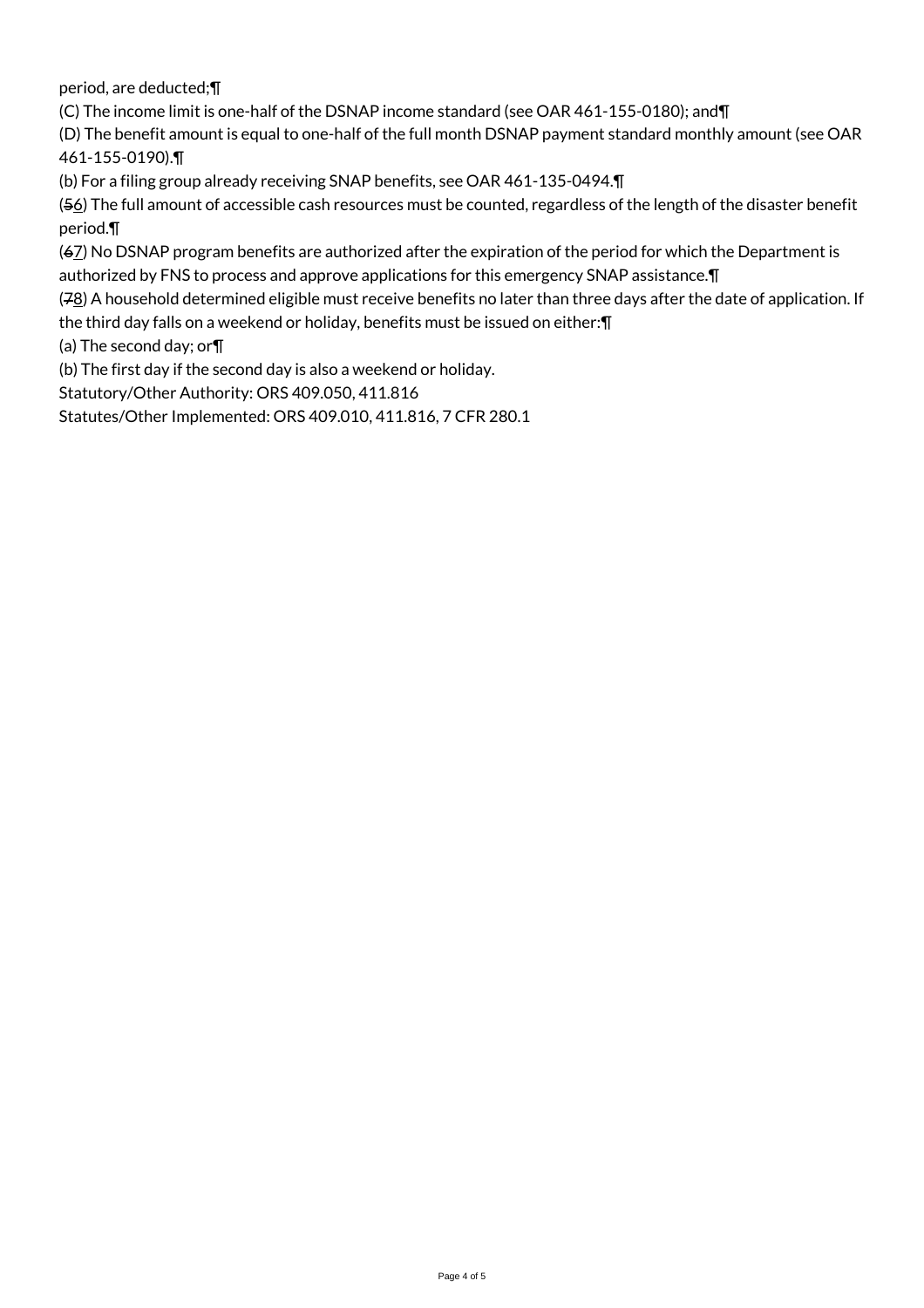period, are deducted;¶

(C) The income limit is one-half of the DSNAP income standard (see OAR 461-155-0180); and¶

(D) The benefit amount is equal to one-half of the full month DSNAP payment standard monthly amount (see OAR 461-155-0190).¶

(b) For a filing group already receiving SNAP benefits, see OAR 461-135-0494.¶

(~~5~~<u>6</u>) The full amount of accessible cash resources must be counted, regardless of the length of the disaster benefit period.¶

(~~6~~<u>7</u>) No DSNAP program benefits are authorized after the expiration of the period for which the Department is authorized by FNS to process and approve applications for this emergency SNAP assistance.¶

(~~7~~<u>8</u>) A household determined eligible must receive benefits no later than three days after the date of application. If the third day falls on a weekend or holiday, benefits must be issued on either:¶

(a) The second day; or¶

(b) The first day if the second day is also a weekend or holiday.

Statutory/Other Authority: ORS 409.050, 411.816

Statutes/Other Implemented: ORS 409.010, 411.816, 7 CFR 280.1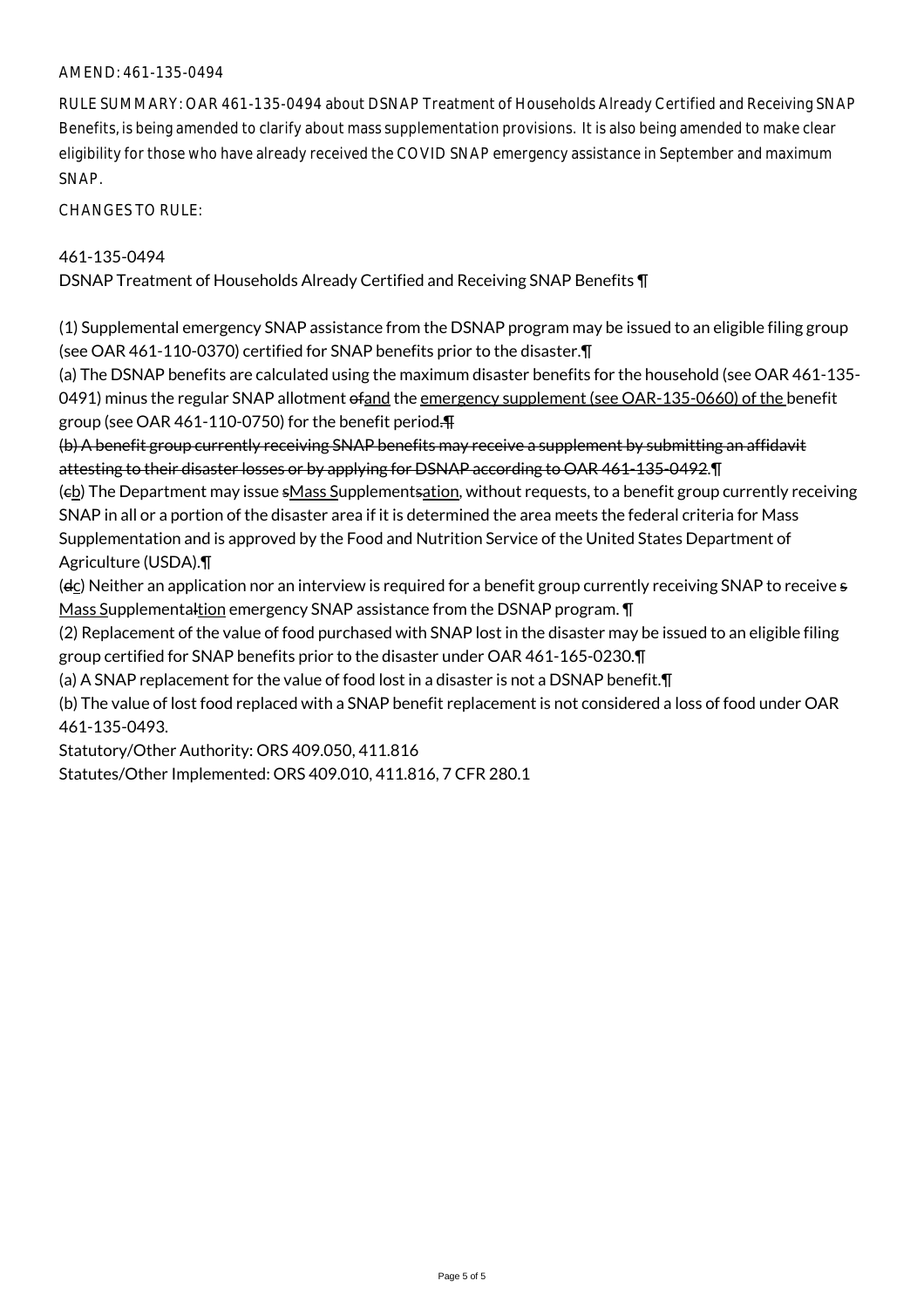AMEND: 461-135-0494

RULE SUMMARY: OAR 461-135-0494 about DSNAP Treatment of Households Already Certified and Receiving SNAP Benefits, is being amended to clarify about mass supplementation provisions. It is also being amended to make clear eligibility for those who have already received the COVID SNAP emergency assistance in September and maximum SNAP.

CHANGES TO RULE:

461-135-0494
DSNAP Treatment of Households Already Certified and Receiving SNAP Benefits ¶

(1) Supplemental emergency SNAP assistance from the DSNAP program may be issued to an eligible filing group (see OAR 461-110-0370) certified for SNAP benefits prior to the disaster.¶
(a) The DSNAP benefits are calculated using the maximum disaster benefits for the household (see OAR 461-135-0491) minus the regular SNAP allotment ~~of~~and the emergency supplement (see OAR-135-0660) of the benefit group (see OAR 461-110-0750) for the benefit period.~~¶~~
~~(b) A benefit group currently receiving SNAP benefits may receive a supplement by submitting an affidavit attesting to their disaster losses or by applying for DSNAP according to OAR 461-135-0492.~~¶
(~~c~~b) The Department may issue ~~s~~Mass Supplement~~s~~ation, without requests, to a benefit group currently receiving SNAP in all or a portion of the disaster area if it is determined the area meets the federal criteria for Mass Supplementation and is approved by the Food and Nutrition Service of the United States Department of Agriculture (USDA).¶
(~~d~~c) Neither an application nor an interview is required for a benefit group currently receiving SNAP to receive ~~s~~ Mass Supplementa~~l~~tion emergency SNAP assistance from the DSNAP program. ¶
(2) Replacement of the value of food purchased with SNAP lost in the disaster may be issued to an eligible filing group certified for SNAP benefits prior to the disaster under OAR 461-165-0230.¶
(a) A SNAP replacement for the value of food lost in a disaster is not a DSNAP benefit.¶
(b) The value of lost food replaced with a SNAP benefit replacement is not considered a loss of food under OAR 461-135-0493.
Statutory/Other Authority: ORS 409.050, 411.816
Statutes/Other Implemented: ORS 409.010, 411.816, 7 CFR 280.1